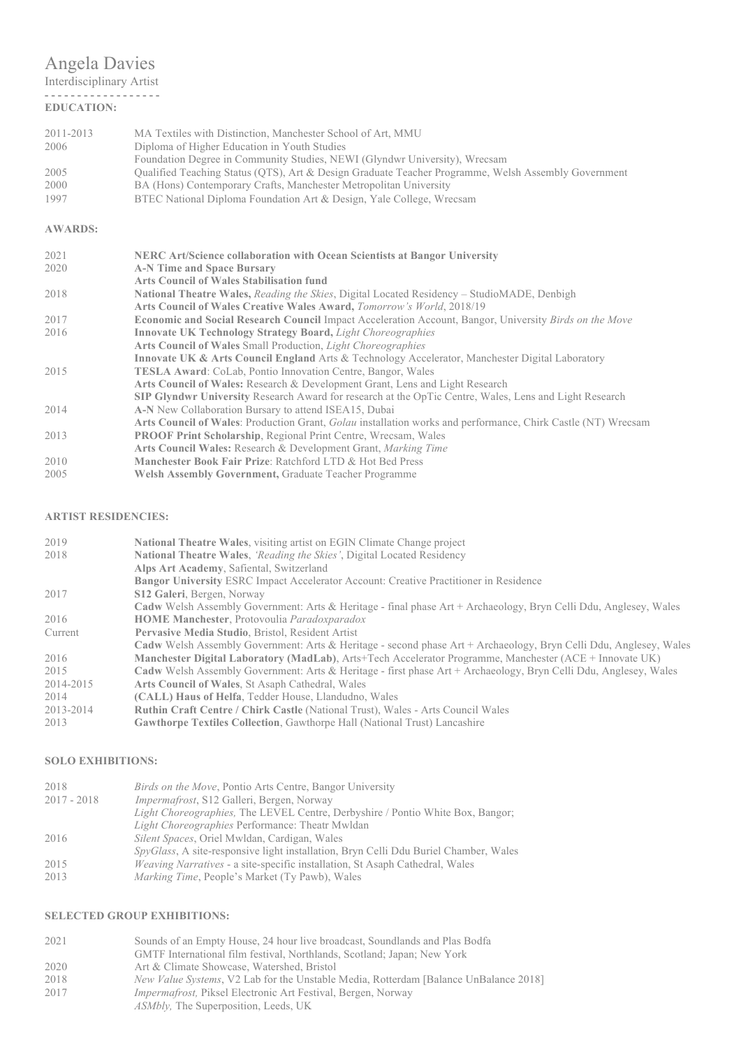# Angela Davies

Interdisciplinary Artist

- - - - - - - - - - - - - - - - - -

**EDUCATION:**

| | |
|---|---|
| 2011-2013 | MA Textiles with Distinction, Manchester School of Art, MMU |
| 2006 | Diploma of Higher Education in Youth Studies |
| | Foundation Degree in Community Studies, NEWI (Glyndwr University), Wrecsam |
| 2005 | Qualified Teaching Status (QTS), Art & Design Graduate Teacher Programme, Welsh Assembly Government |
| 2000 | BA (Hons) Contemporary Crafts, Manchester Metropolitan University |
| 1997 | BTEC National Diploma Foundation Art & Design, Yale College, Wrecsam |

**AWARDS:**

| | |
|---|---|
| 2021 | **NERC Art/Science collaboration with Ocean Scientists at Bangor University** |
| 2020 | **A-N Time and Space Bursary** |
| | **Arts Council of Wales Stabilisation fund** |
| 2018 | **National Theatre Wales,** *Reading the Skies*, Digital Located Residency – StudioMADE, Denbigh |
| | **Arts Council of Wales Creative Wales Award,** *Tomorrow's World*, 2018/19 |
| 2017 | **Economic and Social Research Council** Impact Acceleration Account, Bangor, University *Birds on the Move* |
| 2016 | **Innovate UK Technology Strategy Board,** *Light Choreographies* |
| | **Arts Council of Wales** Small Production, *Light Choreographies* |
| | **Innovate UK & Arts Council England** Arts & Technology Accelerator, Manchester Digital Laboratory |
| 2015 | **TESLA Award**: CoLab, Pontio Innovation Centre, Bangor, Wales |
| | **Arts Council of Wales:** Research & Development Grant, Lens and Light Research |
| | **SIP Glyndwr University** Research Award for research at the OpTic Centre, Wales, Lens and Light Research |
| 2014 | **A-N** New Collaboration Bursary to attend ISEA15, Dubai |
| | **Arts Council of Wales**: Production Grant, *Golau* installation works and performance, Chirk Castle (NT) Wrecsam |
| 2013 | **PROOF Print Scholarship**, Regional Print Centre, Wrecsam, Wales |
| | **Arts Council Wales:** Research & Development Grant, *Marking Time* |
| 2010 | **Manchester Book Fair Prize**: Ratchford LTD & Hot Bed Press |
| 2005 | **Welsh Assembly Government,** Graduate Teacher Programme |

**ARTIST RESIDENCIES:**

| | |
|---|---|
| 2019 | **National Theatre Wales**, visiting artist on EGIN Climate Change project |
| 2018 | **National Theatre Wales**, *'Reading the Skies'*, Digital Located Residency |
| | **Alps Art Academy**, Safiental, Switzerland |
| | **Bangor University** ESRC Impact Accelerator Account: Creative Practitioner in Residence |
| 2017 | **S12 Galeri**, Bergen, Norway |
| | **Cadw** Welsh Assembly Government: Arts & Heritage - final phase Art + Archaeology, Bryn Celli Ddu, Anglesey, Wales |
| 2016 | **HOME Manchester**, Protovoulia *Paradoxparadox* |
| Current | **Pervasive Media Studio**, Bristol, Resident Artist |
| | **Cadw** Welsh Assembly Government: Arts & Heritage - second phase Art + Archaeology, Bryn Celli Ddu, Anglesey, Wales |
| 2016 | **Manchester Digital Laboratory (MadLab)**, Arts+Tech Accelerator Programme, Manchester (ACE + Innovate UK) |
| 2015 | **Cadw** Welsh Assembly Government: Arts & Heritage - first phase Art + Archaeology, Bryn Celli Ddu, Anglesey, Wales |
| 2014-2015 | **Arts Council of Wales**, St Asaph Cathedral, Wales |
| 2014 | **(CALL) Haus of Helfa**, Tedder House, Llandudno, Wales |
| 2013-2014 | **Ruthin Craft Centre / Chirk Castle** (National Trust), Wales - Arts Council Wales |
| 2013 | **Gawthorpe Textiles Collection**, Gawthorpe Hall (National Trust) Lancashire |

**SOLO EXHIBITIONS:**

| | |
|---|---|
| 2018 | *Birds on the Move*, Pontio Arts Centre, Bangor University |
| 2017 - 2018 | *Impermafrost*, S12 Galleri, Bergen, Norway |
| | *Light Choreographies,* The LEVEL Centre, Derbyshire / Pontio White Box, Bangor; |
| | *Light Choreographies* Performance: Theatr Mwldan |
| 2016 | *Silent Spaces*, Oriel Mwldan, Cardigan, Wales |
| | *SpyGlass*, A site-responsive light installation, Bryn Celli Ddu Burial Chamber, Wales |
| 2015 | *Weaving Narratives* - a site-specific installation, St Asaph Cathedral, Wales |
| 2013 | *Marking Time*, People's Market (Ty Pawb), Wales |

**SELECTED GROUP EXHIBITIONS:**

| | |
|---|---|
| 2021 | Sounds of an Empty House, 24 hour live broadcast, Soundlands and Plas Bodfa |
| | GMTF International film festival, Northlands, Scotland; Japan; New York |
| 2020 | Art & Climate Showcase, Watershed, Bristol |
| 2018 | *New Value Systems*, V2 Lab for the Unstable Media, Rotterdam [Balance UnBalance 2018] |
| 2017 | *Impermafrost,* Piksel Electronic Art Festival, Bergen, Norway |
| | *ASMbly,* The Superposition, Leeds, UK |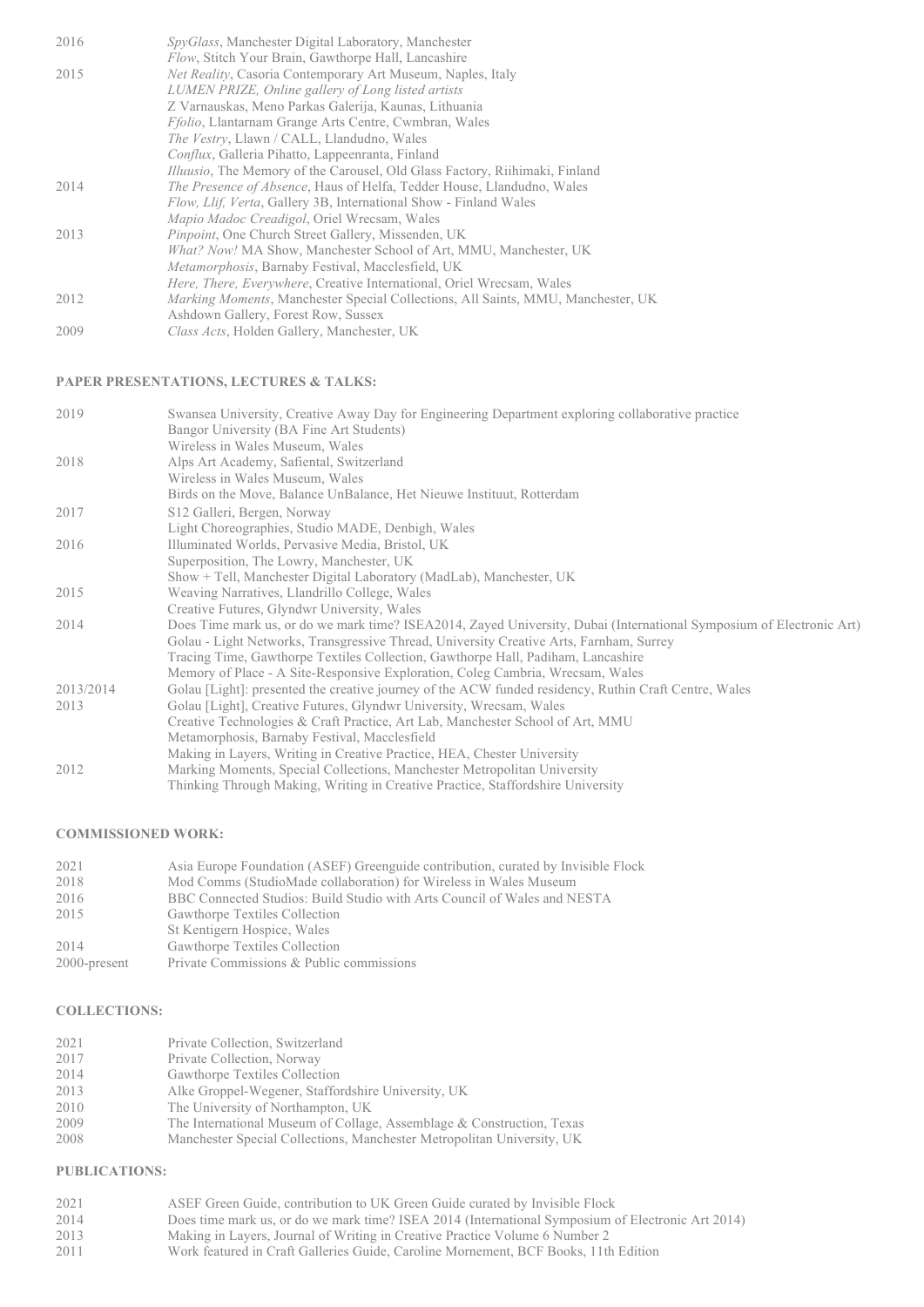| | |
|---|---|
| 2016 | *SpyGlass*, Manchester Digital Laboratory, Manchester |
| | *Flow*, Stitch Your Brain, Gawthorpe Hall, Lancashire |
| 2015 | *Net Reality*, Casoria Contemporary Art Museum, Naples, Italy |
| | *LUMEN PRIZE, Online gallery of Long listed artists* |
| | Z Varnauskas, Meno Parkas Galerija, Kaunas, Lithuania |
| | *Ffolio*, Llantarnam Grange Arts Centre, Cwmbran, Wales |
| | *The Vestry*, Llawn / CALL, Llandudno, Wales |
| | *Conflux*, Galleria Pihatto, Lappeenranta, Finland |
| | *Illuusio*, The Memory of the Carousel, Old Glass Factory, Riihimaki, Finland |
| 2014 | *The Presence of Absence*, Haus of Helfa, Tedder House, Llandudno, Wales |
| | *Flow, Llif, Verta*, Gallery 3B, International Show - Finland Wales |
| | *Mapio Madoc Creadigol*, Oriel Wrecsam, Wales |
| 2013 | *Pinpoint*, One Church Street Gallery, Missenden, UK |
| | *What? Now!* MA Show, Manchester School of Art, MMU, Manchester, UK |
| | *Metamorphosis*, Barnaby Festival, Macclesfield, UK |
| | *Here, There, Everywhere*, Creative International, Oriel Wrecsam, Wales |
| 2012 | *Marking Moments*, Manchester Special Collections, All Saints, MMU, Manchester, UK |
| | Ashdown Gallery, Forest Row, Sussex |
| 2009 | *Class Acts*, Holden Gallery, Manchester, UK |

**PAPER PRESENTATIONS, LECTURES & TALKS:**

| | |
|---|---|
| 2019 | Swansea University, Creative Away Day for Engineering Department exploring collaborative practice |
| | Bangor University (BA Fine Art Students) |
| | Wireless in Wales Museum, Wales |
| 2018 | Alps Art Academy, Safiental, Switzerland |
| | Wireless in Wales Museum, Wales |
| | Birds on the Move, Balance UnBalance, Het Nieuwe Instituut, Rotterdam |
| 2017 | S12 Galleri, Bergen, Norway |
| | Light Choreographies, Studio MADE, Denbigh, Wales |
| 2016 | Illuminated Worlds, Pervasive Media, Bristol, UK |
| | Superposition, The Lowry, Manchester, UK |
| | Show + Tell, Manchester Digital Laboratory (MadLab), Manchester, UK |
| 2015 | Weaving Narratives, Llandrillo College, Wales |
| | Creative Futures, Glyndwr University, Wales |
| 2014 | Does Time mark us, or do we mark time? ISEA2014, Zayed University, Dubai (International Symposium of Electronic Art) |
| | Golau - Light Networks, Transgressive Thread, University Creative Arts, Farnham, Surrey |
| | Tracing Time, Gawthorpe Textiles Collection, Gawthorpe Hall, Padiham, Lancashire |
| | Memory of Place - A Site-Responsive Exploration, Coleg Cambria, Wrecsam, Wales |
| 2013/2014 | Golau [Light]: presented the creative journey of the ACW funded residency, Ruthin Craft Centre, Wales |
| 2013 | Golau [Light], Creative Futures, Glyndwr University, Wrecsam, Wales |
| | Creative Technologies & Craft Practice, Art Lab, Manchester School of Art, MMU |
| | Metamorphosis, Barnaby Festival, Macclesfield |
| | Making in Layers, Writing in Creative Practice, HEA, Chester University |
| 2012 | Marking Moments, Special Collections, Manchester Metropolitan University |
| | Thinking Through Making, Writing in Creative Practice, Staffordshire University |

**COMMISSIONED WORK:**

| | |
|---|---|
| 2021 | Asia Europe Foundation (ASEF) Greenguide contribution, curated by Invisible Flock |
| 2018 | Mod Comms (StudioMade collaboration) for Wireless in Wales Museum |
| 2016 | BBC Connected Studios: Build Studio with Arts Council of Wales and NESTA |
| 2015 | Gawthorpe Textiles Collection |
| | St Kentigern Hospice, Wales |
| 2014 | Gawthorpe Textiles Collection |
| 2000-present | Private Commissions & Public commissions |

**COLLECTIONS:**

| | |
|---|---|
| 2021 | Private Collection, Switzerland |
| 2017 | Private Collection, Norway |
| 2014 | Gawthorpe Textiles Collection |
| 2013 | Alke Groppel-Wegener, Staffordshire University, UK |
| 2010 | The University of Northampton, UK |
| 2009 | The International Museum of Collage, Assemblage & Construction, Texas |
| 2008 | Manchester Special Collections, Manchester Metropolitan University, UK |

**PUBLICATIONS:**

| | |
|---|---|
| 2021 | ASEF Green Guide, contribution to UK Green Guide curated by Invisible Flock |
| 2014 | Does time mark us, or do we mark time? ISEA 2014 (International Symposium of Electronic Art 2014) |
| 2013 | Making in Layers, Journal of Writing in Creative Practice Volume 6 Number 2 |
| 2011 | Work featured in Craft Galleries Guide, Caroline Mornement, BCF Books, 11th Edition |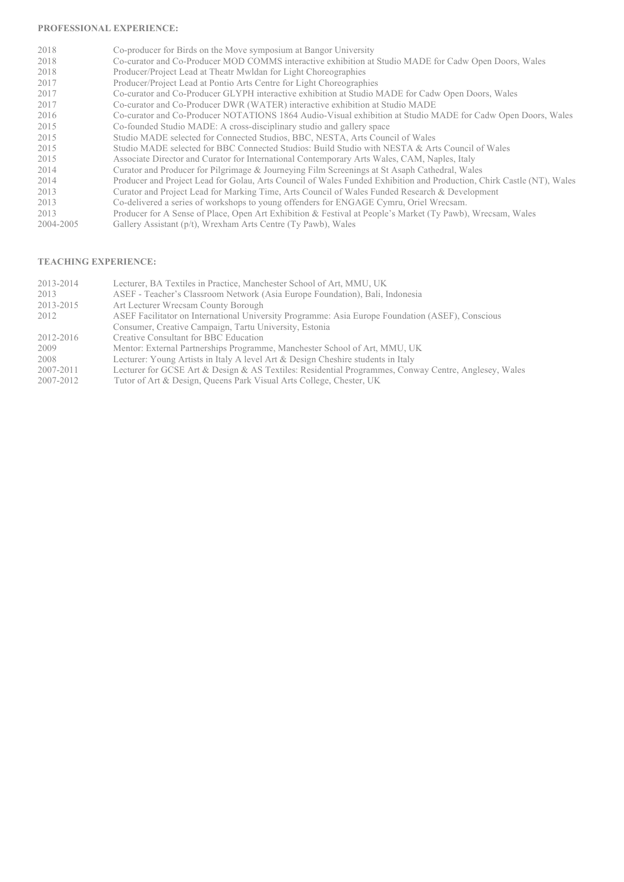**PROFESSIONAL EXPERIENCE:**

| | |
|---|---|
| 2018 | Co-producer for Birds on the Move symposium at Bangor University |
| 2018 | Co-curator and Co-Producer MOD COMMS interactive exhibition at Studio MADE for Cadw Open Doors, Wales |
| 2018 | Producer/Project Lead at Theatr Mwldan for Light Choreographies |
| 2017 | Producer/Project Lead at Pontio Arts Centre for Light Choreographies |
| 2017 | Co-curator and Co-Producer GLYPH interactive exhibition at Studio MADE for Cadw Open Doors, Wales |
| 2017 | Co-curator and Co-Producer DWR (WATER) interactive exhibition at Studio MADE |
| 2016 | Co-curator and Co-Producer NOTATIONS 1864 Audio-Visual exhibition at Studio MADE for Cadw Open Doors, Wales |
| 2015 | Co-founded Studio MADE: A cross-disciplinary studio and gallery space |
| 2015 | Studio MADE selected for Connected Studios, BBC, NESTA, Arts Council of Wales |
| 2015 | Studio MADE selected for BBC Connected Studios: Build Studio with NESTA & Arts Council of Wales |
| 2015 | Associate Director and Curator for International Contemporary Arts Wales, CAM, Naples, Italy |
| 2014 | Curator and Producer for Pilgrimage & Journeying Film Screenings at St Asaph Cathedral, Wales |
| 2014 | Producer and Project Lead for Golau, Arts Council of Wales Funded Exhibition and Production, Chirk Castle (NT), Wales |
| 2013 | Curator and Project Lead for Marking Time, Arts Council of Wales Funded Research & Development |
| 2013 | Co-delivered a series of workshops to young offenders for ENGAGE Cymru, Oriel Wrecsam. |
| 2013 | Producer for A Sense of Place, Open Art Exhibition & Festival at People's Market (Ty Pawb), Wrecsam, Wales |
| 2004-2005 | Gallery Assistant (p/t), Wrexham Arts Centre (Ty Pawb), Wales |

**TEACHING EXPERIENCE:**

| | |
|---|---|
| 2013-2014 | Lecturer, BA Textiles in Practice, Manchester School of Art, MMU, UK |
| 2013 | ASEF - Teacher's Classroom Network (Asia Europe Foundation), Bali, Indonesia |
| 2013-2015 | Art Lecturer Wrecsam County Borough |
| 2012 | ASEF Facilitator on International University Programme: Asia Europe Foundation (ASEF), Conscious Consumer, Creative Campaign, Tartu University, Estonia |
| 2012-2016 | Creative Consultant for BBC Education |
| 2009 | Mentor: External Partnerships Programme, Manchester School of Art, MMU, UK |
| 2008 | Lecturer: Young Artists in Italy A level Art & Design Cheshire students in Italy |
| 2007-2011 | Lecturer for GCSE Art & Design & AS Textiles: Residential Programmes, Conway Centre, Anglesey, Wales |
| 2007-2012 | Tutor of Art & Design, Queens Park Visual Arts College, Chester, UK |